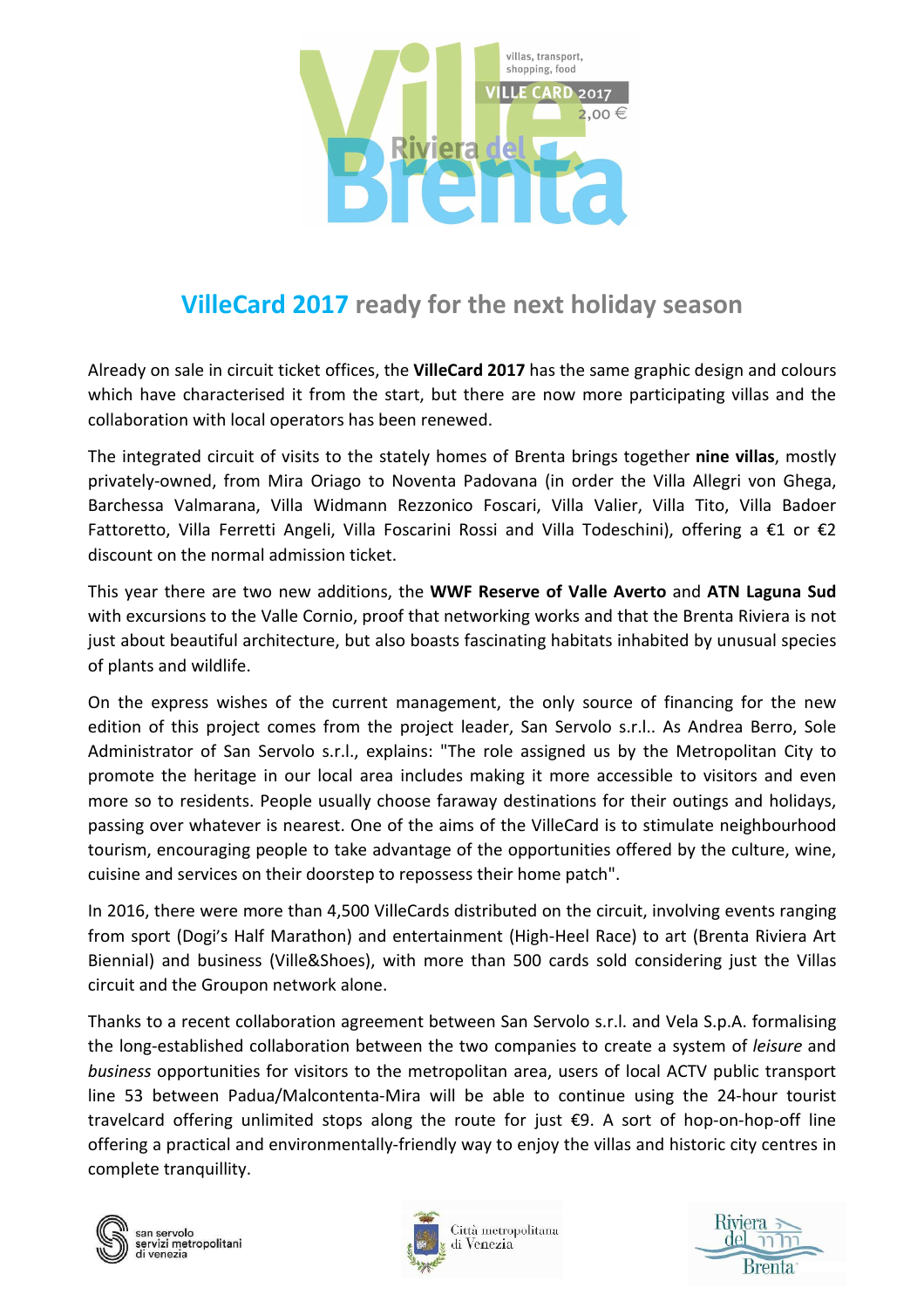# VilleCard 2017 ready for the next holiday season

Already on sale in circuit ticket offices, the **VilleCard 2017** has the same graphic design and colours which have characterised it from the start, but there are now more participating villas and the collaboration with local operators has been renewed.

The integrated circuit of visits to the stately homes of Brenta brings together **nine villas**, mostly privately-owned, from Mira Oriago to Noventa Padovana (in order the Villa Allegri von Ghega, Barchessa Valmarana, Villa Widmann Rezzonico Foscari, Villa Valier, Villa Tito, Villa Badoer Fattoretto, Villa Ferretti Angeli, Villa Foscarini Rossi and Villa Todeschini), offering a €1 or €2 discount on the normal admission ticket.

This year there are two new additions, the **WWF Reserve of Valle Averto** and **ATN Laguna Sud** with excursions to the Valle Cornio, proof that networking works and that the Brenta Riviera is not just about beautiful architecture, but also boasts fascinating habitats inhabited by unusual species of plants and wildlife.

On the express wishes of the current management, the only source of financing for the new edition of this project comes from the project leader, San Servolo s.r.l.. As Andrea Berro, Sole Administrator of San Servolo s.r.l., explains: "The role assigned us by the Metropolitan City to promote the heritage in our local area includes making it more accessible to visitors and even more so to residents. People usually choose faraway destinations for their outings and holidays, passing over whatever is nearest. One of the aims of the VilleCard is to stimulate neighbourhood tourism, encouraging people to take advantage of the opportunities offered by the culture, wine, cuisine and services on their doorstep to repossess their home patch".

In 2016, there were more than 4,500 VilleCards distributed on the circuit, involving events ranging from sport (Dogi's Half Marathon) and entertainment (High-Heel Race) to art (Brenta Riviera Art Biennial) and business (Ville&Shoes), with more than 500 cards sold considering just the Villas circuit and the Groupon network alone.

Thanks to a recent collaboration agreement between San Servolo s.r.l. and Vela S.p.A. formalising the long-established collaboration between the two companies to create a system of *leisure* and *business* opportunities for visitors to the metropolitan area, users of local ACTV public transport line 53 between Padua/Malcontenta-Mira will be able to continue using the 24-hour tourist travelcard offering unlimited stops along the route for just €9. A sort of hop-on-hop-off line offering a practical and environmentally-friendly way to enjoy the villas and historic city centres in complete tranquillity.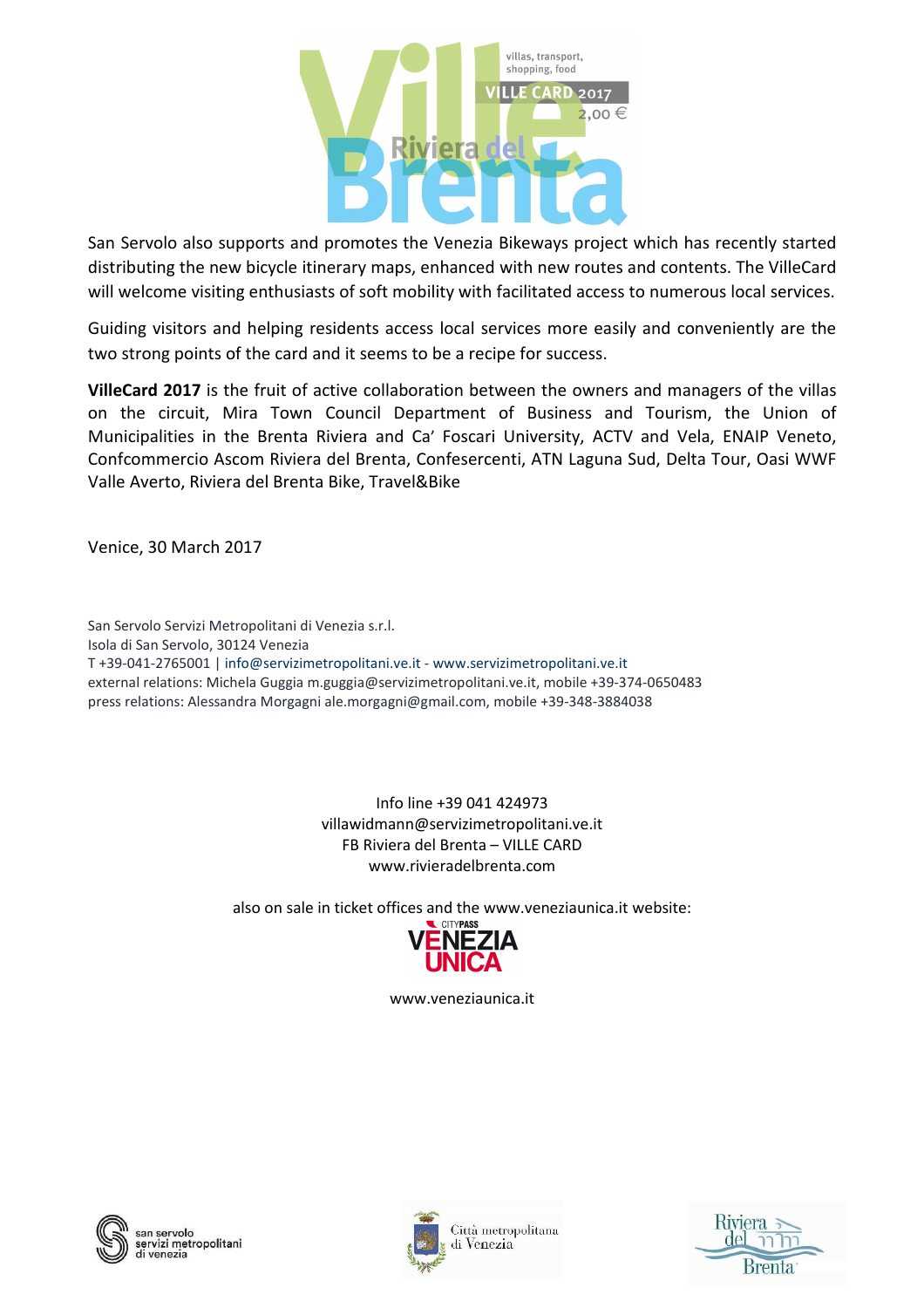San Servolo also supports and promotes the Venezia Bikeways project which has recently started distributing the new bicycle itinerary maps, enhanced with new routes and contents. The VilleCard will welcome visiting enthusiasts of soft mobility with facilitated access to numerous local services.

Guiding visitors and helping residents access local services more easily and conveniently are the two strong points of the card and it seems to be a recipe for success.

**VilleCard 2017** is the fruit of active collaboration between the owners and managers of the villas on the circuit, Mira Town Council Department of Business and Tourism, the Union of Municipalities in the Brenta Riviera and Ca' Foscari University, ACTV and Vela, ENAIP Veneto, Confcommercio Ascom Riviera del Brenta, Confesercenti, ATN Laguna Sud, Delta Tour, Oasi WWF Valle Averto, Riviera del Brenta Bike, Travel&Bike

Venice, 30 March 2017

San Servolo Servizi Metropolitani di Venezia s.r.l.
Isola di San Servolo, 30124 Venezia
T +39-041-2765001 | info@servizimetropolitani.ve.it - www.servizimetropolitani.ve.it
external relations: Michela Guggia m.guggia@servizimetropolitani.ve.it, mobile +39-374-0650483
press relations: Alessandra Morgagni ale.morgagni@gmail.com, mobile +39-348-3884038

Info line +39 041 424973
villawidmann@servizimetropolitani.ve.it
FB Riviera del Brenta – VILLE CARD
www.rivieradelbrenta.com

also on sale in ticket offices and the www.veneziaunica.it website:

www.veneziaunica.it